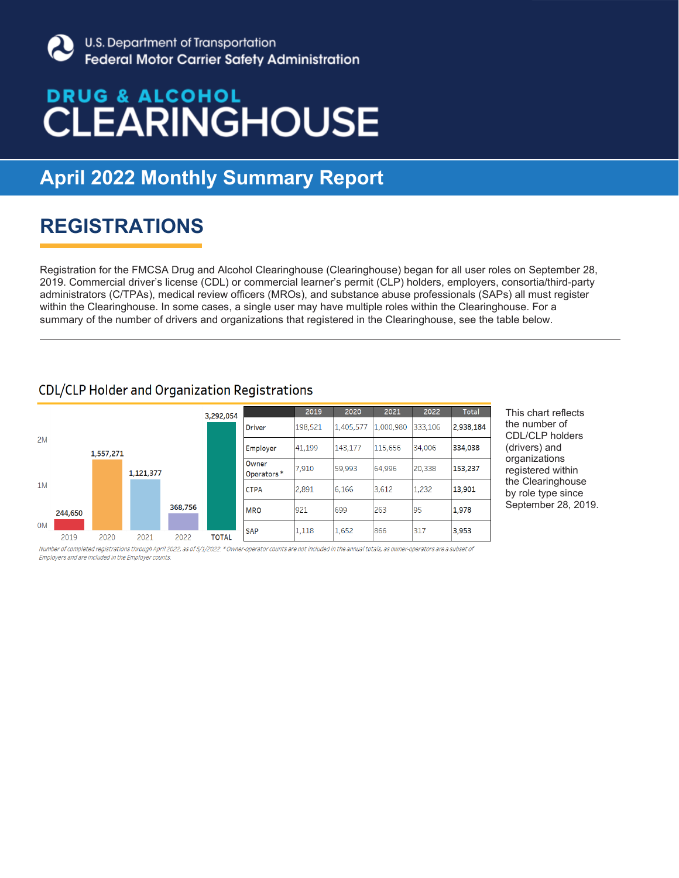U.S. Department of Transportation
Federal Motor Carrier Safety Administration

# DRUG & ALCOHOL CLEARINGHOUSE

## April 2022 Monthly Summary Report

## REGISTRATIONS

Registration for the FMCSA Drug and Alcohol Clearinghouse (Clearinghouse) began for all user roles on September 28, 2019. Commercial driver's license (CDL) or commercial learner's permit (CLP) holders, employers, consortia/third-party administrators (C/TPAs), medical review officers (MROs), and substance abuse professionals (SAPs) all must register within the Clearinghouse. In some cases, a single user may have multiple roles within the Clearinghouse. For a summary of the number of drivers and organizations that registered in the Clearinghouse, see the table below.

---

### CDL/CLP Holder and Organization Registrations

| 2019 | 2020 | 2021 | 2022 | TOTAL |
|---|---|---|---|---|
| 244,650 | 1,557,271 | 1,121,377 | 368,756 | 3,292,054 |

| | 2019 | 2020 | 2021 | 2022 | Total |
|---|---|---|---|---|---|
| Driver | 198,521 | 1,405,577 | 1,000,980 | 333,106 | **2,938,184** |
| Employer | 41,199 | 143,177 | 115,656 | 34,006 | **334,038** |
| Owner Operators * | 7,910 | 59,993 | 64,996 | 20,338 | **153,237** |
| CTPA | 2,891 | 6,166 | 3,612 | 1,232 | **13,901** |
| MRO | 921 | 699 | 263 | 95 | **1,978** |
| SAP | 1,118 | 1,652 | 866 | 317 | **3,953** |

*Number of completed registrations through April 2022, as of 5/1/2022. * Owner-operator counts are not included in the annual totals, as owner-operators are a subset of Employers and are included in the Employer counts.*

This chart reflects the number of CDL/CLP holders (drivers) and organizations registered within the Clearinghouse by role type since September 28, 2019.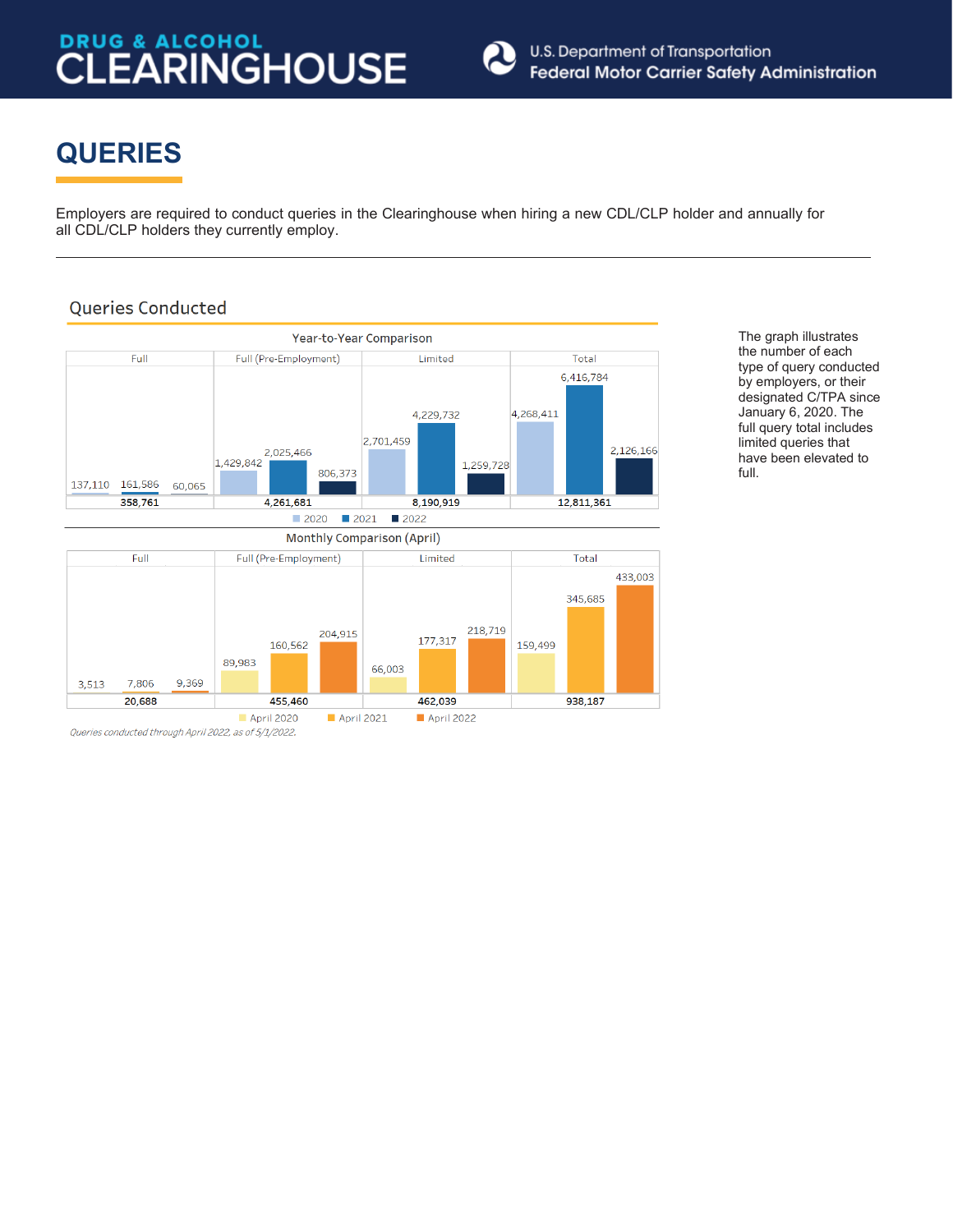# QUERIES

Employers are required to conduct queries in the Clearinghouse when hiring a new CDL/CLP holder and annually for all CDL/CLP holders they currently employ.

---

## Queries Conducted

### Year-to-Year Comparison

| | Full | Full (Pre-Employment) | Limited | Total |
|---|---|---|---|---|
| 2020 | 137,110 | 1,429,842 | 2,701,459 | 4,268,411 |
| 2021 | 161,586 | 2,025,466 | 4,229,732 | 6,416,784 |
| 2022 | 60,065 | 806,373 | 1,259,728 | 2,126,166 |
| **Total** | **358,761** | **4,261,681** | **8,190,919** | **12,811,361** |

### Monthly Comparison (April)

| | Full | Full (Pre-Employment) | Limited | Total |
|---|---|---|---|---|
| April 2020 | 3,513 | 89,983 | 66,003 | 159,499 |
| April 2021 | 7,806 | 160,562 | 177,317 | 345,685 |
| April 2022 | 9,369 | 204,915 | 218,719 | 433,003 |
| **Total** | **20,688** | **455,460** | **462,039** | **938,187** |

*Queries conducted through April 2022, as of 5/1/2022.*

The graph illustrates the number of each type of query conducted by employers, or their designated C/TPA since January 6, 2020. The full query total includes limited queries that have been elevated to full.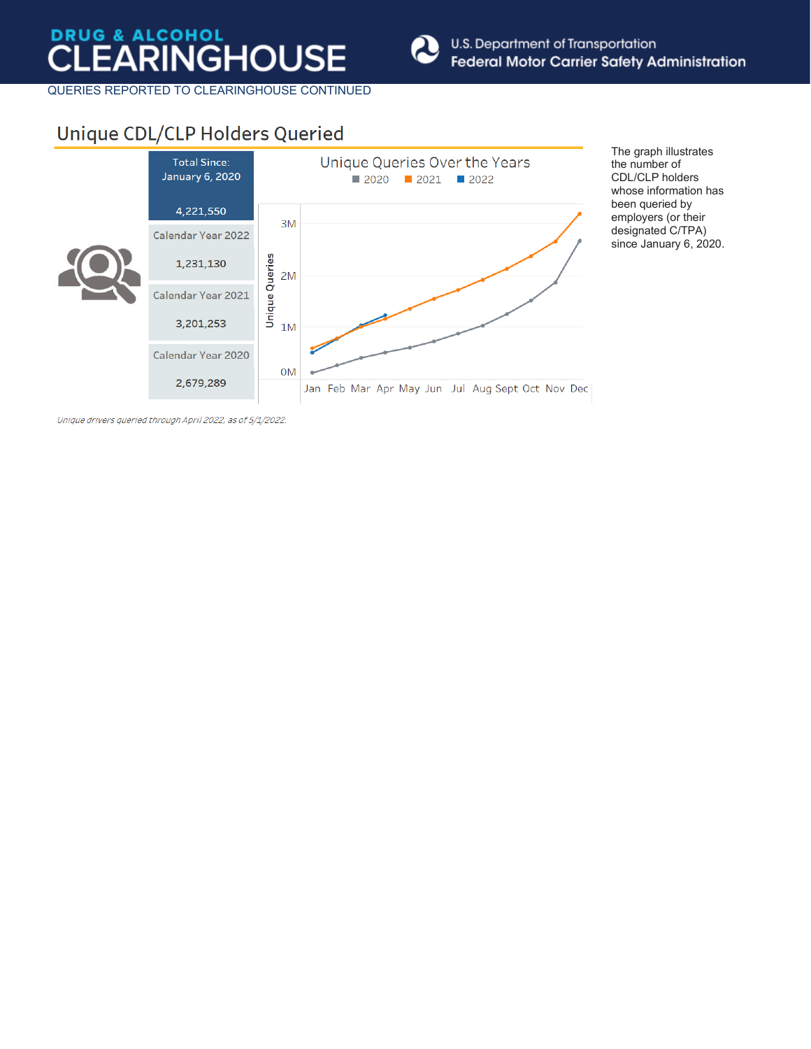QUERIES REPORTED TO CLEARINGHOUSE CONTINUED

## Unique CDL/CLP Holders Queried

| Period | Count |
|---|---|
| Total Since: January 6, 2020 | 4,221,550 |
| Calendar Year 2022 | 1,231,130 |
| Calendar Year 2021 | 3,201,253 |
| Calendar Year 2020 | 2,679,289 |

**Unique Queries Over the Years**

Legend: 2020, 2021, 2022

Y-axis: Unique Queries (0M, 1M, 2M, 3M)

X-axis: Jan, Feb, Mar, Apr, May, Jun, Jul, Aug, Sept, Oct, Nov, Dec

The graph illustrates the number of CDL/CLP holders whose information has been queried by employers (or their designated C/TPA) since January 6, 2020.

*Unique drivers queried through April 2022, as of 5/1/2022.*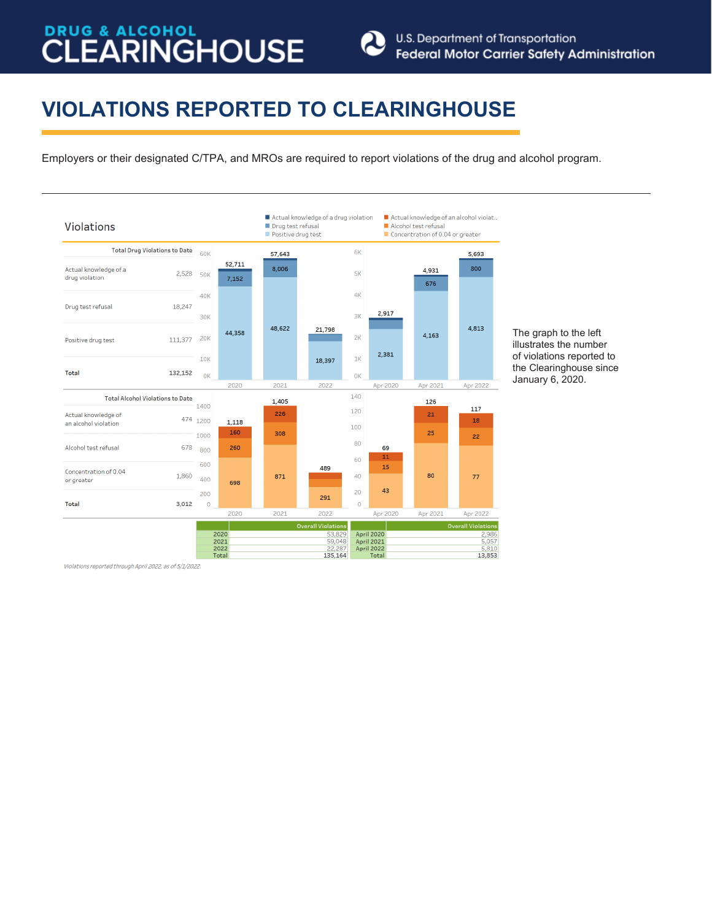# VIOLATIONS REPORTED TO CLEARINGHOUSE

Employers or their designated C/TPA, and MROs are required to report violations of the drug and alcohol program.

## Violations

| Total Drug Violations to Date | |
|---|---|
| Actual knowledge of a drug violation | 2,528 |
| Drug test refusal | 18,247 |
| Positive drug test | 111,377 |
| **Total** | **132,152** |

| Drug violations | Actual knowledge of a drug violation | Drug test refusal | Positive drug test | Total |
|---|---|---|---|---|
| 2020 | | 7,152 | 44,358 | 52,711 |
| 2021 | | 8,006 | 48,622 | 57,643 |
| 2022 | | | 18,397 | 21,798 |
| Apr 2020 | | | 2,381 | 2,917 |
| Apr 2021 | | 676 | 4,163 | 4,931 |
| Apr 2022 | | 800 | 4,813 | 5,693 |

| Total Alcohol Violations to Date | |
|---|---|
| Actual knowledge of an alcohol violation | 474 |
| Alcohol test refusal | 678 |
| Concentration of 0.04 or greater | 1,860 |
| **Total** | **3,012** |

| Alcohol violations | Actual knowledge of an alcohol violation | Alcohol test refusal | Concentration of 0.04 or greater | Total |
|---|---|---|---|---|
| 2020 | 160 | 260 | 698 | 1,118 |
| 2021 | 226 | 308 | 871 | 1,405 |
| 2022 | | | 291 | 489 |
| Apr 2020 | 11 | 15 | 43 | 69 |
| Apr 2021 | 21 | 25 | 80 | 126 |
| Apr 2022 | 18 | 22 | 77 | 117 |

| | Overall Violations |
|---|---|
| 2020 | 53,829 |
| 2021 | 59,048 |
| 2022 | 22,287 |
| Total | 135,164 |

| | Overall Violations |
|---|---|
| April 2020 | 2,986 |
| April 2021 | 5,057 |
| April 2022 | 5,810 |
| Total | 13,853 |

*Violations reported through April 2022, as of 5/1/2022.*

The graph to the left illustrates the number of violations reported to the Clearinghouse since January 6, 2020.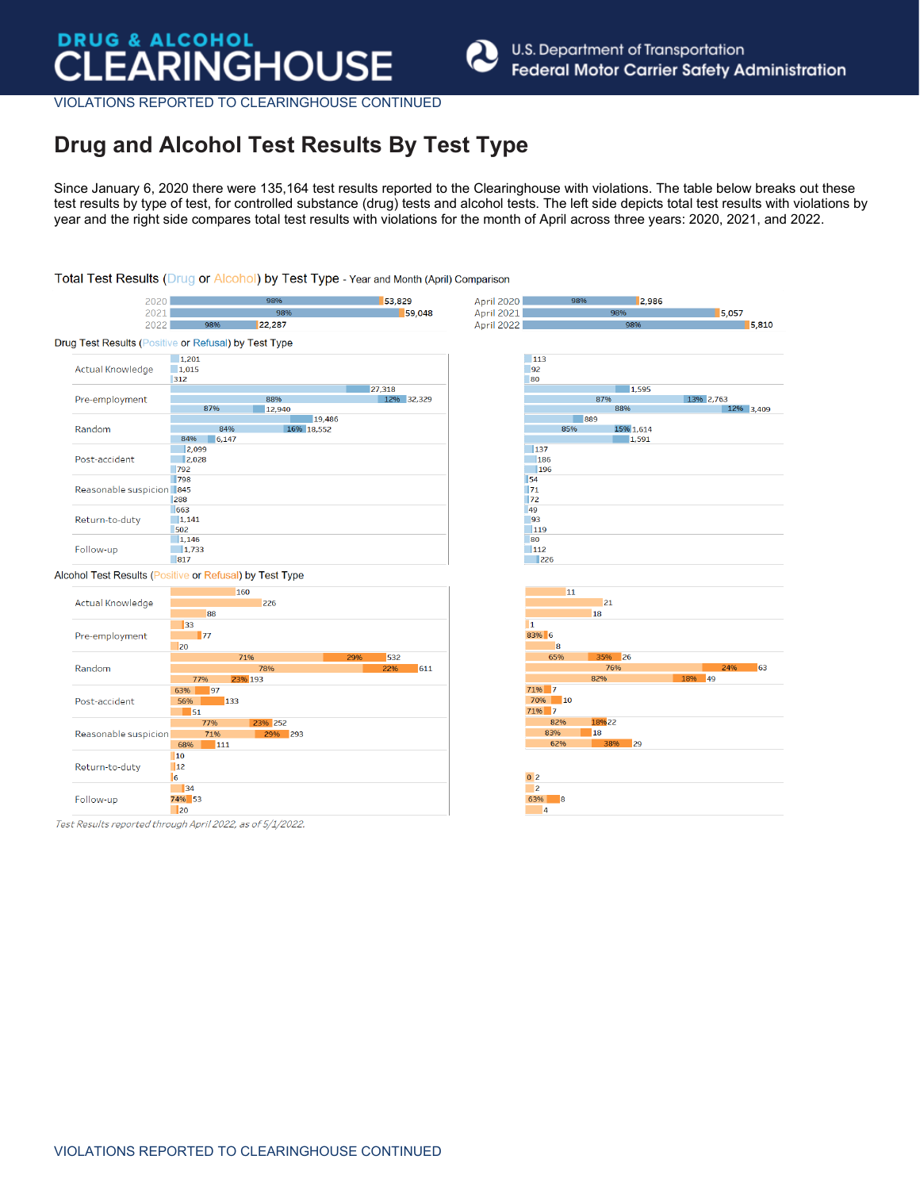VIOLATIONS REPORTED TO CLEARINGHOUSE CONTINUED

# Drug and Alcohol Test Results By Test Type

Since January 6, 2020 there were 135,164 test results reported to the Clearinghouse with violations. The table below breaks out these test results by type of test, for controlled substance (drug) tests and alcohol tests. The left side depicts total test results with violations by year and the right side compares total test results with violations for the month of April across three years: 2020, 2021, and 2022.

## Total Test Results (Drug or Alcohol) by Test Type - Year and Month (April) Comparison

| Year | Drug % | Total | Month | Drug % | Total |
|---|---|---|---|---|---|
| 2020 | 98% | 53,829 | April 2020 | 98% | 2,986 |
| 2021 | 98% | 59,048 | April 2021 | 98% | 5,057 |
| 2022 | 98% | 22,287 | April 2022 | 98% | 5,810 |

### Drug Test Results (Positive or Refusal) by Test Type

| Test Type | Year | Total (Positive % / Refusal %) | April | Total (Positive % / Refusal %) |
|---|---|---|---|---|
| Actual Knowledge | 2020 | 1,201 | April 2020 | 113 |
| | 2021 | 1,015 | April 2021 | 92 |
| | 2022 | 312 | April 2022 | 80 |
| Pre-employment | 2020 | 27,318 | April 2020 | 1,595 |
| | 2021 | 32,329 (88% / 12%) | April 2021 | 2,763 (87% / 13%) |
| | 2022 | 12,940 (87%) | April 2022 | 3,409 (88% / 12%) |
| Random | 2020 | 19,486 | April 2020 | 889 |
| | 2021 | 18,552 (84% / 16%) | April 2021 | 1,614 (85% / 15%) |
| | 2022 | 6,147 (84%) | April 2022 | 1,591 |
| Post-accident | 2020 | 2,099 | April 2020 | 137 |
| | 2021 | 2,028 | April 2021 | 186 |
| | 2022 | 792 | April 2022 | 196 |
| Reasonable suspicion | 2020 | 798 | April 2020 | 54 |
| | 2021 | 845 | April 2021 | 71 |
| | 2022 | 288 | April 2022 | 72 |
| Return-to-duty | 2020 | 663 | April 2020 | 49 |
| | 2021 | 1,141 | April 2021 | 93 |
| | 2022 | 502 | April 2022 | 119 |
| Follow-up | 2020 | 1,146 | April 2020 | 80 |
| | 2021 | 1,733 | April 2021 | 112 |
| | 2022 | 817 | April 2022 | 226 |

### Alcohol Test Results (Positive or Refusal) by Test Type

| Test Type | Year | Total (Positive % / Refusal %) | April | Total (Positive % / Refusal %) |
|---|---|---|---|---|
| Actual Knowledge | 2020 | 160 | April 2020 | 11 |
| | 2021 | 226 | April 2021 | 21 |
| | 2022 | 88 | April 2022 | 18 |
| Pre-employment | 2020 | 33 | April 2020 | 1 |
| | 2021 | 77 | April 2021 | 6 (83%) |
| | 2022 | 20 | April 2022 | 8 |
| Random | 2020 | 532 (71% / 29%) | April 2020 | 26 (65% / 35%) |
| | 2021 | 611 (78% / 22%) | April 2021 | 63 (76% / 24%) |
| | 2022 | 193 (77% / 23%) | April 2022 | 49 (82% / 18%) |
| Post-accident | 2020 | 97 (63%) | April 2020 | 7 (71%) |
| | 2021 | 133 (56%) | April 2021 | 10 (70%) |
| | 2022 | 51 | April 2022 | 7 (71%) |
| Reasonable suspicion | 2020 | 252 (77% / 23%) | April 2020 | 22 (82% / 18%) |
| | 2021 | 293 (71% / 29%) | April 2021 | 18 (83%) |
| | 2022 | 111 (68%) | April 2022 | 29 (62% / 38%) |
| Return-to-duty | 2020 | 10 | April 2020 | |
| | 2021 | 12 | April 2021 | 2 (0%) |
| | 2022 | 6 | April 2022 | |
| Follow-up | 2020 | 34 | April 2020 | 2 |
| | 2021 | 53 (74%) | April 2021 | 8 (63%) |
| | 2022 | 20 | April 2022 | 4 |

*Test Results reported through April 2022, as of 5/1/2022.*

VIOLATIONS REPORTED TO CLEARINGHOUSE CONTINUED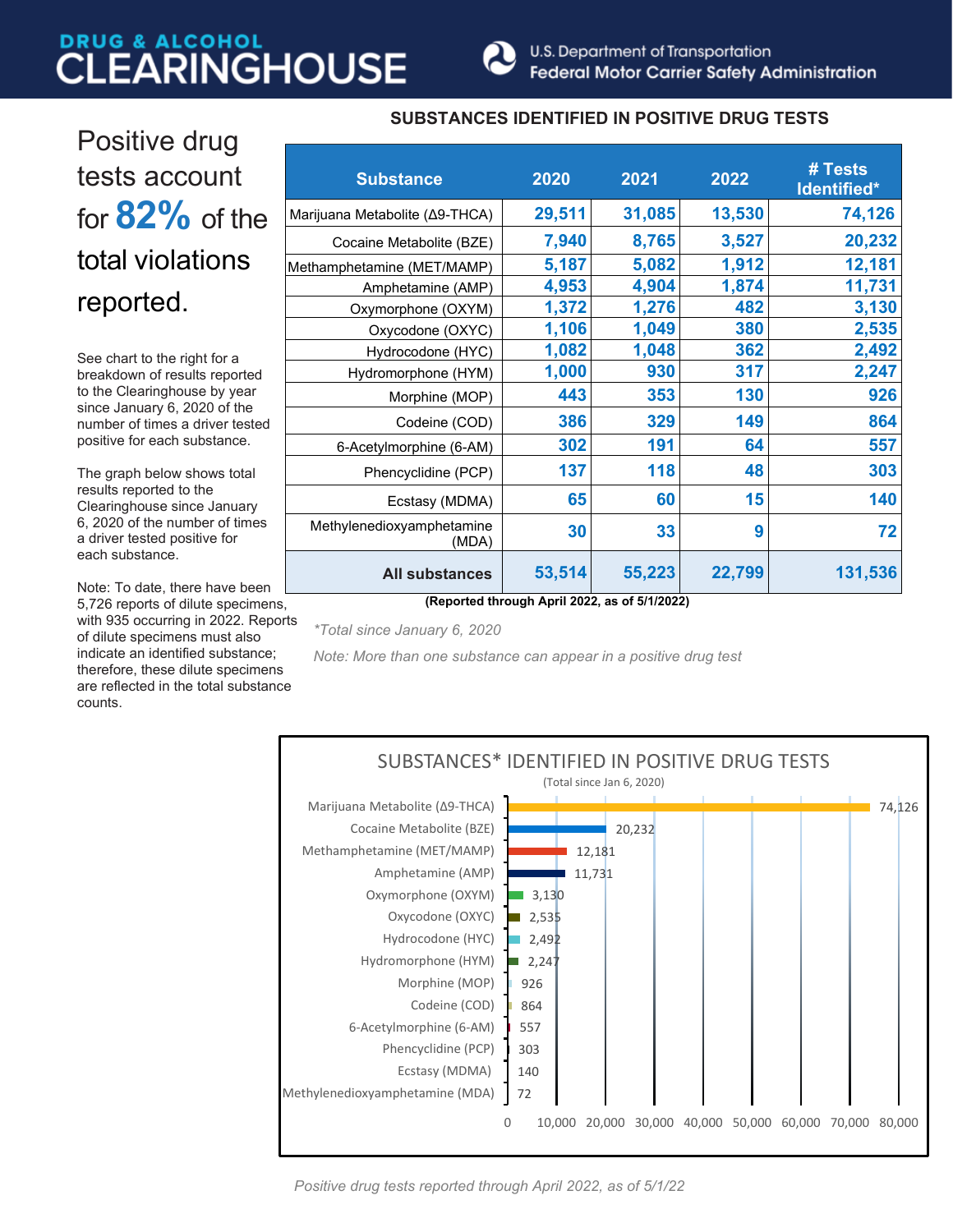# DRUG & ALCOHOL CLEARINGHOUSE

U.S. Department of Transportation
Federal Motor Carrier Safety Administration

## Positive drug tests account for **82%** of the total violations reported.

See chart to the right for a breakdown of results reported to the Clearinghouse by year since January 6, 2020 of the number of times a driver tested positive for each substance.

The graph below shows total results reported to the Clearinghouse since January 6, 2020 of the number of times a driver tested positive for each substance.

Note: To date, there have been 5,726 reports of dilute specimens, with 935 occurring in 2022. Reports of dilute specimens must also indicate an identified substance; therefore, these dilute specimens are reflected in the total substance counts.

### SUBSTANCES IDENTIFIED IN POSITIVE DRUG TESTS

| Substance | 2020 | 2021 | 2022 | # Tests Identified* |
|---|---|---|---|---|
| Marijuana Metabolite (Δ9-THCA) | 29,511 | 31,085 | 13,530 | 74,126 |
| Cocaine Metabolite (BZE) | 7,940 | 8,765 | 3,527 | 20,232 |
| Methamphetamine (MET/MAMP) | 5,187 | 5,082 | 1,912 | 12,181 |
| Amphetamine (AMP) | 4,953 | 4,904 | 1,874 | 11,731 |
| Oxymorphone (OXYM) | 1,372 | 1,276 | 482 | 3,130 |
| Oxycodone (OXYC) | 1,106 | 1,049 | 380 | 2,535 |
| Hydrocodone (HYC) | 1,082 | 1,048 | 362 | 2,492 |
| Hydromorphone (HYM) | 1,000 | 930 | 317 | 2,247 |
| Morphine (MOP) | 443 | 353 | 130 | 926 |
| Codeine (COD) | 386 | 329 | 149 | 864 |
| 6-Acetylmorphine (6-AM) | 302 | 191 | 64 | 557 |
| Phencyclidine (PCP) | 137 | 118 | 48 | 303 |
| Ecstasy (MDMA) | 65 | 60 | 15 | 140 |
| Methylenedioxyamphetamine (MDA) | 30 | 33 | 9 | 72 |
| **All substances** | **53,514** | **55,223** | **22,799** | **131,536** |

**(Reported through April 2022, as of 5/1/2022)**

*\*Total since January 6, 2020*

*Note: More than one substance can appear in a positive drug test*

SUBSTANCES* IDENTIFIED IN POSITIVE DRUG TESTS
(Total since Jan 6, 2020)

| Substance | Total |
|---|---|
| Marijuana Metabolite (Δ9-THCA) | 74,126 |
| Cocaine Metabolite (BZE) | 20,232 |
| Methamphetamine (MET/MAMP) | 12,181 |
| Amphetamine (AMP) | 11,731 |
| Oxymorphone (OXYM) | 3,130 |
| Oxycodone (OXYC) | 2,535 |
| Hydrocodone (HYC) | 2,492 |
| Hydromorphone (HYM) | 2,247 |
| Morphine (MOP) | 926 |
| Codeine (COD) | 864 |
| 6-Acetylmorphine (6-AM) | 557 |
| Phencyclidine (PCP) | 303 |
| Ecstasy (MDMA) | 140 |
| Methylenedioxyamphetamine (MDA) | 72 |

*Positive drug tests reported through April 2022, as of 5/1/22*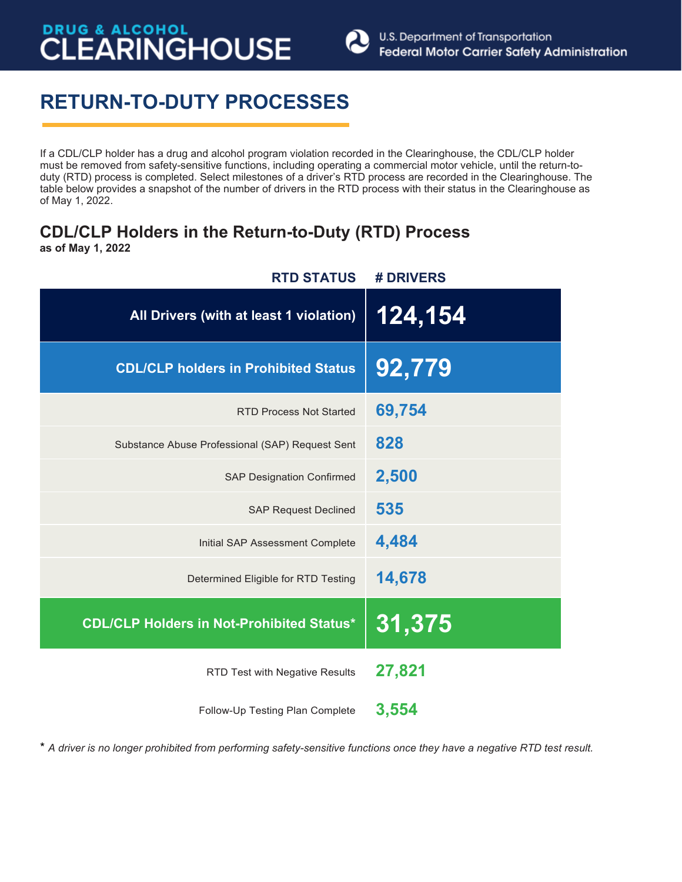DRUG & ALCOHOL CLEARINGHOUSE

U.S. Department of Transportation
Federal Motor Carrier Safety Administration

# RETURN-TO-DUTY PROCESSES

If a CDL/CLP holder has a drug and alcohol program violation recorded in the Clearinghouse, the CDL/CLP holder must be removed from safety-sensitive functions, including operating a commercial motor vehicle, until the return-to-duty (RTD) process is completed. Select milestones of a driver's RTD process are recorded in the Clearinghouse. The table below provides a snapshot of the number of drivers in the RTD process with their status in the Clearinghouse as of May 1, 2022.

## CDL/CLP Holders in the Return-to-Duty (RTD) Process

**as of May 1, 2022**

| RTD STATUS | # DRIVERS |
|---|---|
| **All Drivers (with at least 1 violation)** | **124,154** |
| **CDL/CLP holders in Prohibited Status** | **92,779** |
| RTD Process Not Started | 69,754 |
| Substance Abuse Professional (SAP) Request Sent | 828 |
| SAP Designation Confirmed | 2,500 |
| SAP Request Declined | 535 |
| Initial SAP Assessment Complete | 4,484 |
| Determined Eligible for RTD Testing | 14,678 |
| **CDL/CLP Holders in Not-Prohibited Status*** | **31,375** |
| RTD Test with Negative Results | 27,821 |
| Follow-Up Testing Plan Complete | 3,554 |

* *A driver is no longer prohibited from performing safety-sensitive functions once they have a negative RTD test result.*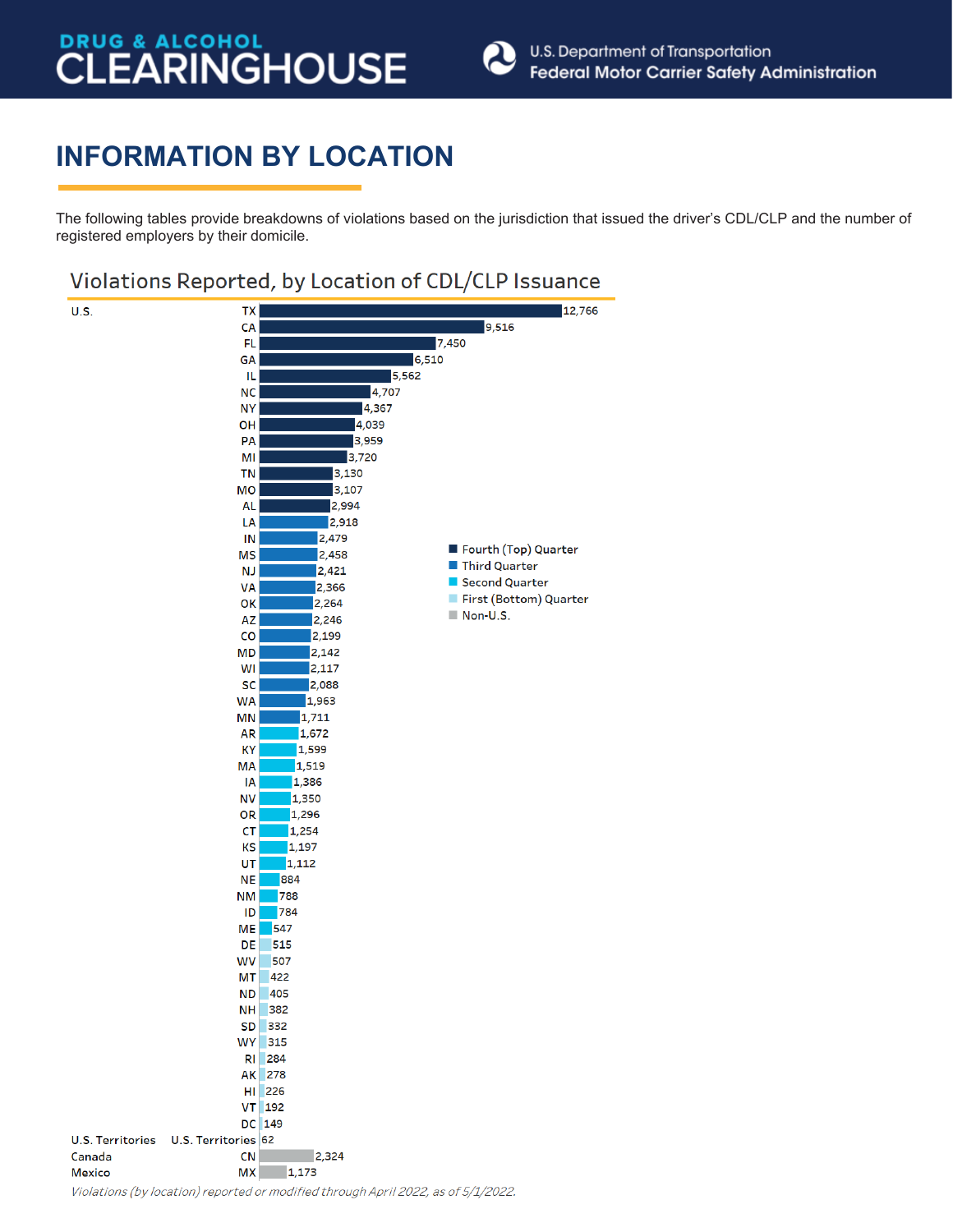# INFORMATION BY LOCATION

The following tables provide breakdowns of violations based on the jurisdiction that issued the driver's CDL/CLP and the number of registered employers by their domicile.

## Violations Reported, by Location of CDL/CLP Issuance

| Region | Location | Violations | Quarter |
|---|---|---|---|
| U.S. | TX | 12,766 | Fourth (Top) Quarter |
| | CA | 9,516 | Fourth (Top) Quarter |
| | FL | 7,450 | Fourth (Top) Quarter |
| | GA | 6,510 | Fourth (Top) Quarter |
| | IL | 5,562 | Fourth (Top) Quarter |
| | NC | 4,707 | Fourth (Top) Quarter |
| | NY | 4,367 | Fourth (Top) Quarter |
| | OH | 4,039 | Fourth (Top) Quarter |
| | PA | 3,959 | Fourth (Top) Quarter |
| | MI | 3,720 | Fourth (Top) Quarter |
| | TN | 3,130 | Fourth (Top) Quarter |
| | MO | 3,107 | Fourth (Top) Quarter |
| | AL | 2,994 | Fourth (Top) Quarter |
| | LA | 2,918 | Third Quarter |
| | IN | 2,479 | Third Quarter |
| | MS | 2,458 | Third Quarter |
| | NJ | 2,421 | Third Quarter |
| | VA | 2,366 | Third Quarter |
| | OK | 2,264 | Third Quarter |
| | AZ | 2,246 | Third Quarter |
| | CO | 2,199 | Third Quarter |
| | MD | 2,142 | Third Quarter |
| | WI | 2,117 | Third Quarter |
| | SC | 2,088 | Third Quarter |
| | WA | 1,963 | Third Quarter |
| | MN | 1,711 | Third Quarter |
| | AR | 1,672 | Second Quarter |
| | KY | 1,599 | Second Quarter |
| | MA | 1,519 | Second Quarter |
| | IA | 1,386 | Second Quarter |
| | NV | 1,350 | Second Quarter |
| | OR | 1,296 | Second Quarter |
| | CT | 1,254 | Second Quarter |
| | KS | 1,197 | Second Quarter |
| | UT | 1,112 | Second Quarter |
| | NE | 884 | Second Quarter |
| | NM | 788 | Second Quarter |
| | ID | 784 | Second Quarter |
| | ME | 547 | Second Quarter |
| | DE | 515 | First (Bottom) Quarter |
| | WV | 507 | First (Bottom) Quarter |
| | MT | 422 | First (Bottom) Quarter |
| | ND | 405 | First (Bottom) Quarter |
| | NH | 382 | First (Bottom) Quarter |
| | SD | 332 | First (Bottom) Quarter |
| | WY | 315 | First (Bottom) Quarter |
| | RI | 284 | First (Bottom) Quarter |
| | AK | 278 | First (Bottom) Quarter |
| | HI | 226 | First (Bottom) Quarter |
| | VT | 192 | First (Bottom) Quarter |
| | DC | 149 | First (Bottom) Quarter |
| U.S. Territories | U.S. Territories | 62 | First (Bottom) Quarter |
| Canada | CN | 2,324 | Non-U.S. |
| Mexico | MX | 1,173 | Non-U.S. |

*Violations (by location) reported or modified through April 2022, as of 5/1/2022.*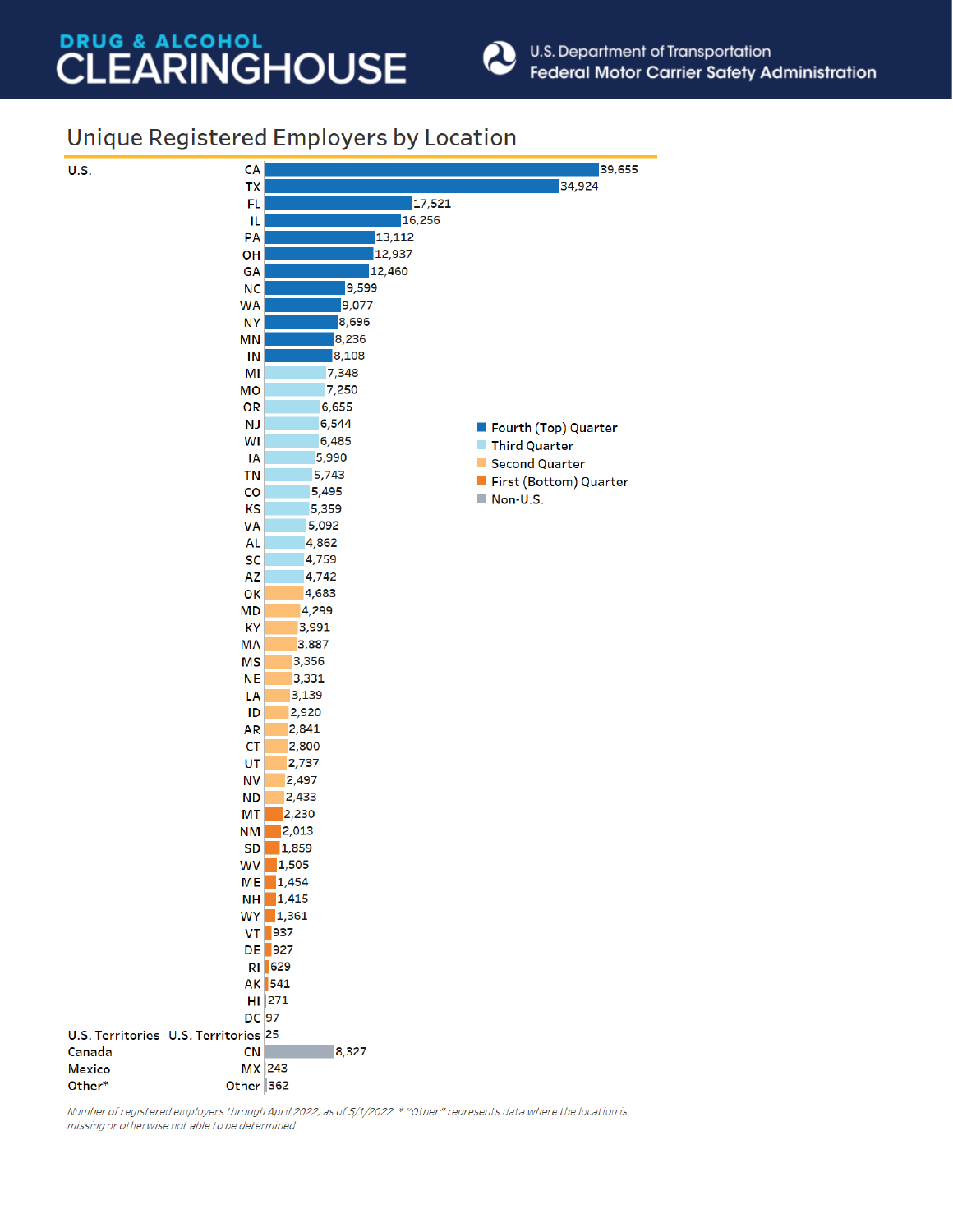DRUG & ALCOHOL CLEARINGHOUSE

U.S. Department of Transportation
Federal Motor Carrier Safety Administration

## Unique Registered Employers by Location

U.S.

CA 39,655
TX 34,924
FL 17,521
IL 16,256
PA 13,112
OH 12,937
GA 12,460
NC 9,599
WA 9,077
NY 8,696
MN 8,236
IN 8,108
MI 7,348
MO 7,250
OR 6,655
NJ 6,544
WI 6,485
IA 5,990
TN 5,743
CO 5,495
KS 5,359
VA 5,092
AL 4,862
SC 4,759
AZ 4,742
OK 4,683
MD 4,299
KY 3,991
MA 3,887
MS 3,356
NE 3,331
LA 3,139
ID 2,920
AR 2,841
CT 2,800
UT 2,737
NV 2,497
ND 2,433
MT 2,230
NM 2,013
SD 1,859
WV 1,505
ME 1,454
NH 1,415
WY 1,361
VT 937
DE 927
RI 629
AK 541
HI 271
DC 97

U.S. Territories U.S. Territories 25
Canada CN 8,327
Mexico MX 243
Other* Other 362

Fourth (Top) Quarter
Third Quarter
Second Quarter
First (Bottom) Quarter
Non-U.S.

*Number of registered employers through April 2022, as of 5/1/2022. * "Other" represents data where the location is missing or otherwise not able to be determined.*